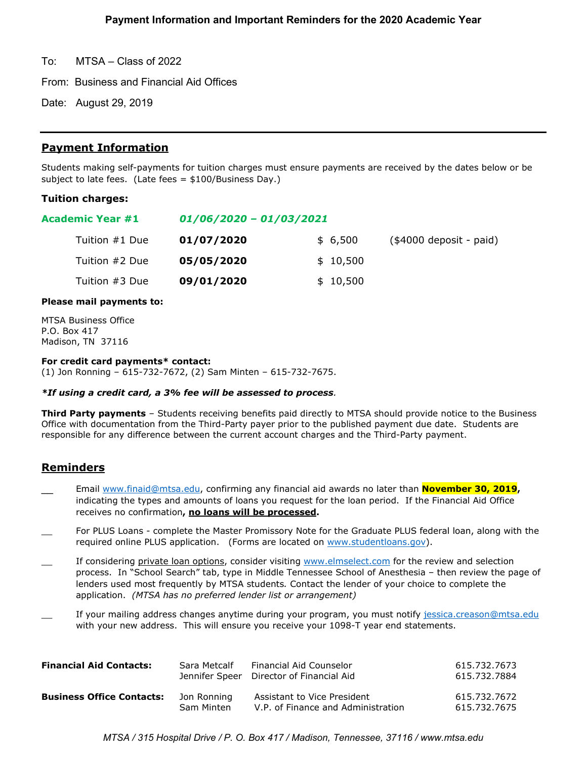**Payment Information and Important Reminders for the 2020 Academic Year**

To: MTSA – Class of 2022

From: Business and Financial Aid Offices

Date: August 29, 2019

---

## Payment Information

Students making self-payments for tuition charges must ensure payments are received by the dates below or be subject to late fees. (Late fees = $100/Business Day.)

### Tuition charges:

**Academic Year #1** ***01/06/2020 – 01/03/2021***

| | | | |
|---|---|---|---|
| Tuition #1 Due | **01/07/2020** | $ 6,500 | ($4000 deposit - paid) |
| Tuition #2 Due | **05/05/2020** | $ 10,500 | |
| Tuition #3 Due | **09/01/2020** | $ 10,500 | |

**Please mail payments to:**

MTSA Business Office
P.O. Box 417
Madison, TN 37116

**For credit card payments* contact:**
(1) Jon Ronning – 615-732-7672, (2) Sam Minten – 615-732-7675.

***If using a credit card, a 3% fee will be assessed to process.***

**Third Party payments** – Students receiving benefits paid directly to MTSA should provide notice to the Business Office with documentation from the Third-Party payer prior to the published payment due date. Students are responsible for any difference between the current account charges and the Third-Party payment.

## Reminders

__ Email www.finaid@mtsa.edu, confirming any financial aid awards no later than **November 30, 2019**, indicating the types and amounts of loans you request for the loan period. If the Financial Aid Office receives no confirmation**, no loans will be processed.**

__ For PLUS Loans - complete the Master Promissory Note for the Graduate PLUS federal loan, along with the required online PLUS application. (Forms are located on www.studentloans.gov).

__ If considering private loan options, consider visiting www.elmselect.com for the review and selection process. In "School Search" tab, type in Middle Tennessee School of Anesthesia – then review the page of lenders used most frequently by MTSA students. Contact the lender of your choice to complete the application. *(MTSA has no preferred lender list or arrangement)*

__ If your mailing address changes anytime during your program, you must notify jessica.creason@mtsa.edu with your new address. This will ensure you receive your 1098-T year end statements.

| | | | |
|---|---|---|---|
| **Financial Aid Contacts:** | Sara Metcalf | Financial Aid Counselor | 615.732.7673 |
| | Jennifer Speer | Director of Financial Aid | 615.732.7884 |
| **Business Office Contacts:** | Jon Ronning | Assistant to Vice President | 615.732.7672 |
| | Sam Minten | V.P. of Finance and Administration | 615.732.7675 |

*MTSA / 315 Hospital Drive / P. O. Box 417 / Madison, Tennessee, 37116 / www.mtsa.edu*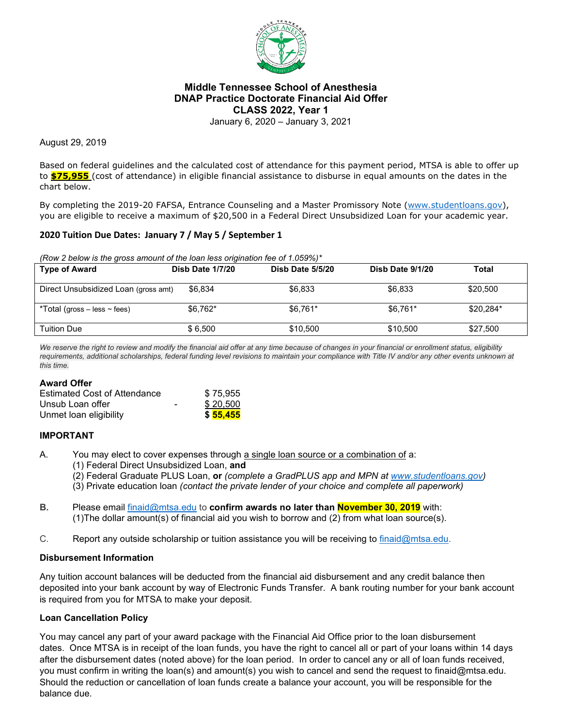# Middle Tennessee School of Anesthesia
## DNAP Practice Doctorate Financial Aid Offer
## CLASS 2022, Year 1

January 6, 2020 – January 3, 2021

August 29, 2019

Based on federal guidelines and the calculated cost of attendance for this payment period, MTSA is able to offer up to **$75,955** (cost of attendance) in eligible financial assistance to disburse in equal amounts on the dates in the chart below.

By completing the 2019-20 FAFSA, Entrance Counseling and a Master Promissory Note (www.studentloans.gov), you are eligible to receive a maximum of $20,500 in a Federal Direct Unsubsidized Loan for your academic year.

**2020 Tuition Due Dates: January 7 / May 5 / September 1**

*(Row 2 below is the gross amount of the loan less origination fee of 1.059%)**

| Type of Award | Disb Date 1/7/20 | Disb Date 5/5/20 | Disb Date 9/1/20 | Total |
|---|---|---|---|---|
| Direct Unsubsidized Loan (gross amt) | $6,834 | $6,833 | $6,833 | $20,500 |
| *Total (gross – less ~ fees) | $6,762* | $6,761* | $6,761* | $20,284* |
| Tuition Due | $ 6,500 | $10,500 | $10,500 | $27,500 |

*We reserve the right to review and modify the financial aid offer at any time because of changes in your financial or enrollment status, eligibility requirements, additional scholarships, federal funding level revisions to maintain your compliance with Title IV and/or any other events unknown at this time.*

**Award Offer**

| | | |
|---|---|---|
| Estimated Cost of Attendance | | $ 75,955 |
| Unsub Loan offer | - | $ 20,500 |
| Unmet loan eligibility | | **$ 55,455** |

**IMPORTANT**

A. You may elect to cover expenses through a single loan source or a combination of a:
   (1) Federal Direct Unsubsidized Loan, **and**
   (2) Federal Graduate PLUS Loan, **or** *(complete a GradPLUS app and MPN at www.studentloans.gov)*
   (3) Private education loan *(contact the private lender of your choice and complete all paperwork)*

**B.** Please email finaid@mtsa.edu to **confirm awards no later than November 30, 2019** with:
   (1)The dollar amount(s) of financial aid you wish to borrow and (2) from what loan source(s).

C. Report any outside scholarship or tuition assistance you will be receiving to finaid@mtsa.edu.

**Disbursement Information**

Any tuition account balances will be deducted from the financial aid disbursement and any credit balance then deposited into your bank account by way of Electronic Funds Transfer. A bank routing number for your bank account is required from you for MTSA to make your deposit.

**Loan Cancellation Policy**

You may cancel any part of your award package with the Financial Aid Office prior to the loan disbursement dates. Once MTSA is in receipt of the loan funds, you have the right to cancel all or part of your loans within 14 days after the disbursement dates (noted above) for the loan period. In order to cancel any or all of loan funds received, you must confirm in writing the loan(s) and amount(s) you wish to cancel and send the request to finaid@mtsa.edu. Should the reduction or cancellation of loan funds create a balance your account, you will be responsible for the balance due.